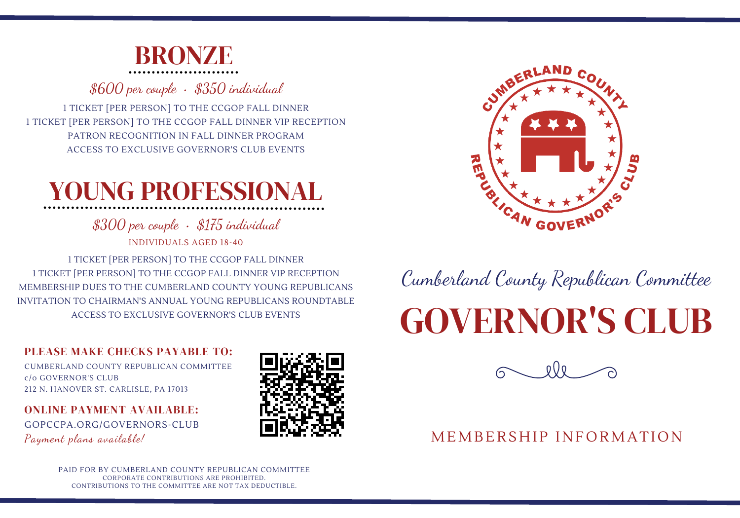# BRONZE

*$600 per couple · $350 individual*

1 TICKET [PER PERSON] TO THE CCGOP FALL DINNER
1 TICKET [PER PERSON] TO THE CCGOP FALL DINNER VIP RECEPTION
PATRON RECOGNITION IN FALL DINNER PROGRAM
ACCESS TO EXCLUSIVE GOVERNOR'S CLUB EVENTS

# YOUNG PROFESSIONAL

*$300 per couple · $175 individual*

INDIVIDUALS AGED 18-40

1 TICKET [PER PERSON] TO THE CCGOP FALL DINNER
1 TICKET [PER PERSON] TO THE CCGOP FALL DINNER VIP RECEPTION
MEMBERSHIP DUES TO THE CUMBERLAND COUNTY YOUNG REPUBLICANS
INVITATION TO CHAIRMAN'S ANNUAL YOUNG REPUBLICANS ROUNDTABLE
ACCESS TO EXCLUSIVE GOVERNOR'S CLUB EVENTS

**PLEASE MAKE CHECKS PAYABLE TO:**

CUMBERLAND COUNTY REPUBLICAN COMMITTEE
c/o GOVERNOR'S CLUB
212 N. HANOVER ST. CARLISLE, PA 17013

**ONLINE PAYMENT AVAILABLE:**

GOPCCPA.ORG/GOVERNORS-CLUB

*Payment plans available!*

PAID FOR BY CUMBERLAND COUNTY REPUBLICAN COMMITTEE
CORPORATE CONTRIBUTIONS ARE PROHIBITED.
CONTRIBUTIONS TO THE COMMITTEE ARE NOT TAX DEDUCTIBLE.

CUMBERLAND COUNTY REPUBLICAN GOVERNOR'S CLUB

*Cumberland County Republican Committee*

# GOVERNOR'S CLUB

MEMBERSHIP INFORMATION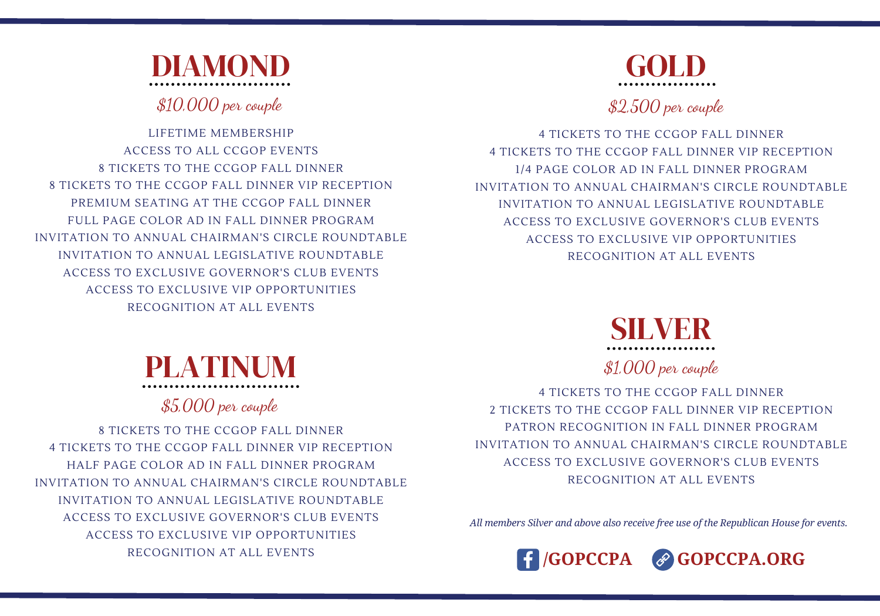## DIAMOND

*$10,000 per couple*

LIFETIME MEMBERSHIP
ACCESS TO ALL CCGOP EVENTS
8 TICKETS TO THE CCGOP FALL DINNER
8 TICKETS TO THE CCGOP FALL DINNER VIP RECEPTION
PREMIUM SEATING AT THE CCGOP FALL DINNER
FULL PAGE COLOR AD IN FALL DINNER PROGRAM
INVITATION TO ANNUAL CHAIRMAN'S CIRCLE ROUNDTABLE
INVITATION TO ANNUAL LEGISLATIVE ROUNDTABLE
ACCESS TO EXCLUSIVE GOVERNOR'S CLUB EVENTS
ACCESS TO EXCLUSIVE VIP OPPORTUNITIES
RECOGNITION AT ALL EVENTS

## PLATINUM

*$5,000 per couple*

8 TICKETS TO THE CCGOP FALL DINNER
4 TICKETS TO THE CCGOP FALL DINNER VIP RECEPTION
HALF PAGE COLOR AD IN FALL DINNER PROGRAM
INVITATION TO ANNUAL CHAIRMAN'S CIRCLE ROUNDTABLE
INVITATION TO ANNUAL LEGISLATIVE ROUNDTABLE
ACCESS TO EXCLUSIVE GOVERNOR'S CLUB EVENTS
ACCESS TO EXCLUSIVE VIP OPPORTUNITIES
RECOGNITION AT ALL EVENTS

## GOLD

*$2,500 per couple*

4 TICKETS TO THE CCGOP FALL DINNER
4 TICKETS TO THE CCGOP FALL DINNER VIP RECEPTION
1/4 PAGE COLOR AD IN FALL DINNER PROGRAM
INVITATION TO ANNUAL CHAIRMAN'S CIRCLE ROUNDTABLE
INVITATION TO ANNUAL LEGISLATIVE ROUNDTABLE
ACCESS TO EXCLUSIVE GOVERNOR'S CLUB EVENTS
ACCESS TO EXCLUSIVE VIP OPPORTUNITIES
RECOGNITION AT ALL EVENTS

## SILVER

*$1,000 per couple*

4 TICKETS TO THE CCGOP FALL DINNER
2 TICKETS TO THE CCGOP FALL DINNER VIP RECEPTION
PATRON RECOGNITION IN FALL DINNER PROGRAM
INVITATION TO ANNUAL CHAIRMAN'S CIRCLE ROUNDTABLE
ACCESS TO EXCLUSIVE GOVERNOR'S CLUB EVENTS
RECOGNITION AT ALL EVENTS

*All members Silver and above also receive free use of the Republican House for events.*

**/GOPCCPA** **GOPCCPA.ORG**